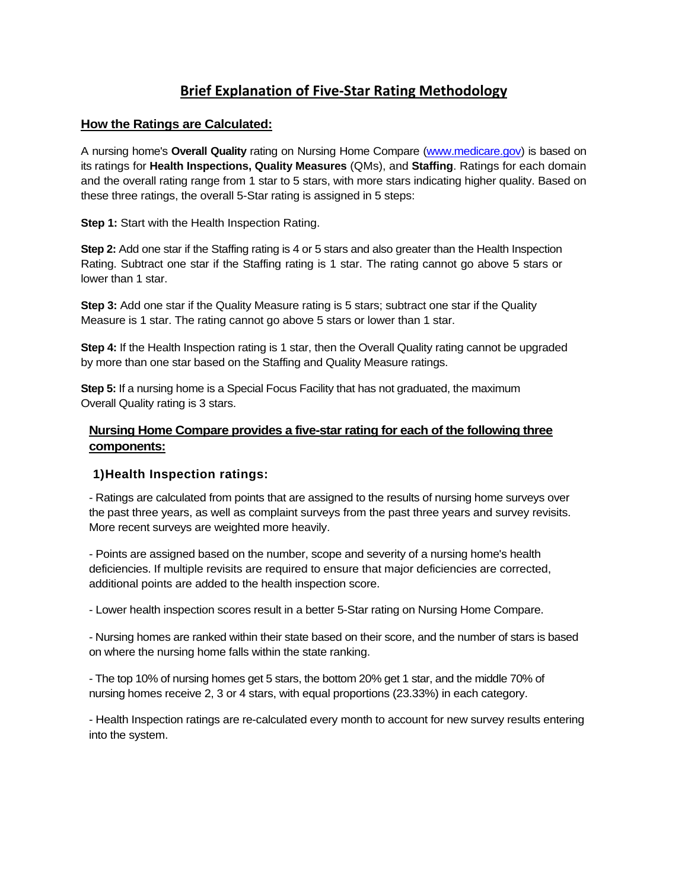# Brief Explanation of Five-Star Rating Methodology

## How the Ratings are Calculated:

A nursing home's **Overall Quality** rating on Nursing Home Compare ([www.medicare.gov](www.medicare.gov)) is based on its ratings for **Health Inspections, Quality Measures** (QMs), and **Staffing**. Ratings for each domain and the overall rating range from 1 star to 5 stars, with more stars indicating higher quality. Based on these three ratings, the overall 5-Star rating is assigned in 5 steps:

**Step 1:** Start with the Health Inspection Rating.

**Step 2:** Add one star if the Staffing rating is 4 or 5 stars and also greater than the Health Inspection Rating. Subtract one star if the Staffing rating is 1 star. The rating cannot go above 5 stars or lower than 1 star.

**Step 3:** Add one star if the Quality Measure rating is 5 stars; subtract one star if the Quality Measure is 1 star. The rating cannot go above 5 stars or lower than 1 star.

**Step 4:** If the Health Inspection rating is 1 star, then the Overall Quality rating cannot be upgraded by more than one star based on the Staffing and Quality Measure ratings.

**Step 5:** If a nursing home is a Special Focus Facility that has not graduated, the maximum Overall Quality rating is 3 stars.

## Nursing Home Compare provides a five-star rating for each of the following three components:

### 1) Health Inspection ratings:

- Ratings are calculated from points that are assigned to the results of nursing home surveys over the past three years, as well as complaint surveys from the past three years and survey revisits. More recent surveys are weighted more heavily.

- Points are assigned based on the number, scope and severity of a nursing home's health deficiencies. If multiple revisits are required to ensure that major deficiencies are corrected, additional points are added to the health inspection score.

- Lower health inspection scores result in a better 5-Star rating on Nursing Home Compare.

- Nursing homes are ranked within their state based on their score, and the number of stars is based on where the nursing home falls within the state ranking.

- The top 10% of nursing homes get 5 stars, the bottom 20% get 1 star, and the middle 70% of nursing homes receive 2, 3 or 4 stars, with equal proportions (23.33%) in each category.

- Health Inspection ratings are re-calculated every month to account for new survey results entering into the system.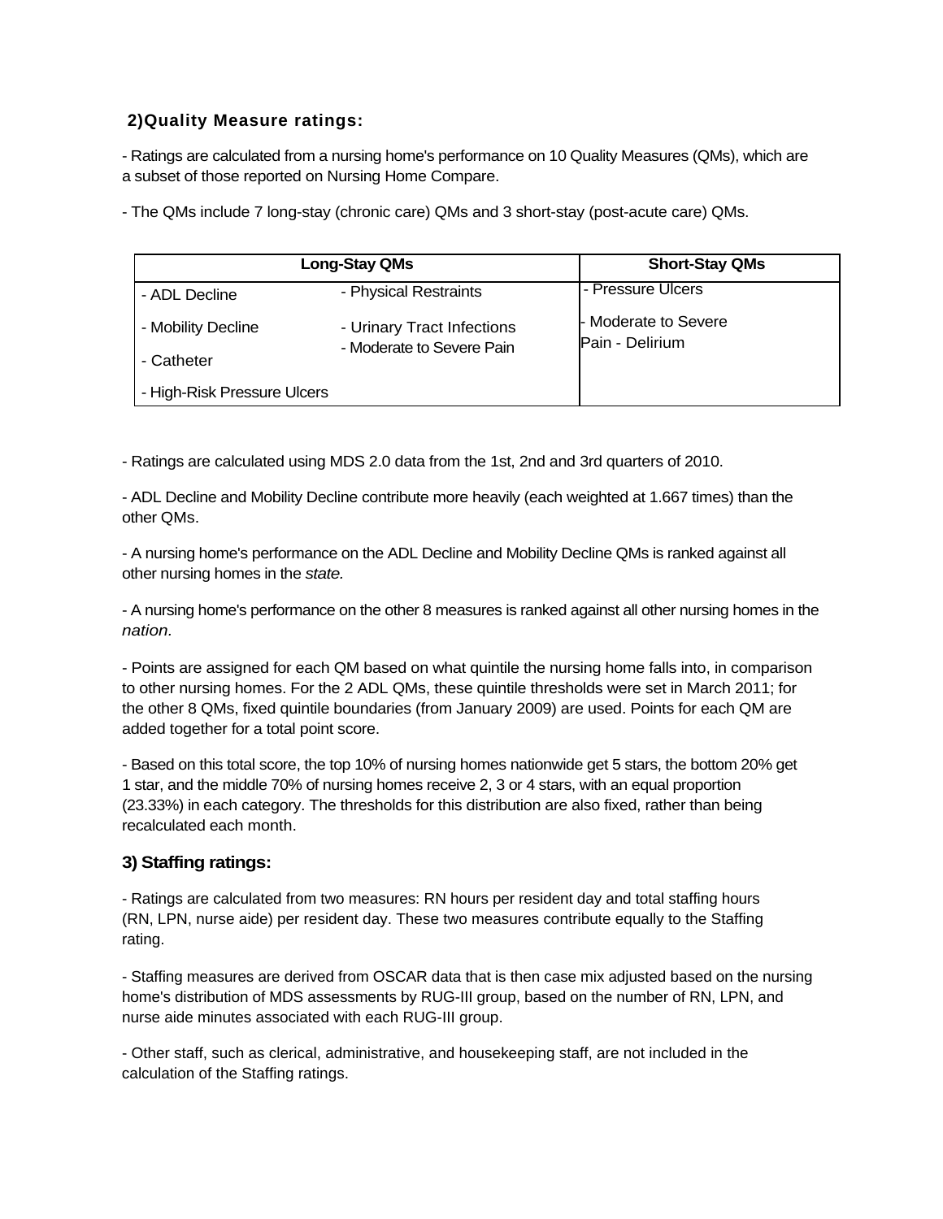## 2) Quality Measure ratings:

- Ratings are calculated from a nursing home's performance on 10 Quality Measures (QMs), which are a subset of those reported on Nursing Home Compare.

- The QMs include 7 long-stay (chronic care) QMs and 3 short-stay (post-acute care) QMs.

| Long-Stay QMs | | Short-Stay QMs |
|---|---|---|
| - ADL Decline | - Physical Restraints | - Pressure Ulcers |
| - Mobility Decline | - Urinary Tract Infections | - Moderate to Severe Pain |
| - Catheter | - Moderate to Severe Pain | - Delirium |
| - High-Risk Pressure Ulcers | | |

- Ratings are calculated using MDS 2.0 data from the 1st, 2nd and 3rd quarters of 2010.

- ADL Decline and Mobility Decline contribute more heavily (each weighted at 1.667 times) than the other QMs.

- A nursing home's performance on the ADL Decline and Mobility Decline QMs is ranked against all other nursing homes in the *state.*

- A nursing home's performance on the other 8 measures is ranked against all other nursing homes in the *nation.*

- Points are assigned for each QM based on what quintile the nursing home falls into, in comparison to other nursing homes. For the 2 ADL QMs, these quintile thresholds were set in March 2011; for the other 8 QMs, fixed quintile boundaries (from January 2009) are used. Points for each QM are added together for a total point score.

- Based on this total score, the top 10% of nursing homes nationwide get 5 stars, the bottom 20% get 1 star, and the middle 70% of nursing homes receive 2, 3 or 4 stars, with an equal proportion (23.33%) in each category. The thresholds for this distribution are also fixed, rather than being recalculated each month.

## 3) Staffing ratings:

- Ratings are calculated from two measures: RN hours per resident day and total staffing hours (RN, LPN, nurse aide) per resident day. These two measures contribute equally to the Staffing rating.

- Staffing measures are derived from OSCAR data that is then case mix adjusted based on the nursing home's distribution of MDS assessments by RUG-III group, based on the number of RN, LPN, and nurse aide minutes associated with each RUG-III group.

- Other staff, such as clerical, administrative, and housekeeping staff, are not included in the calculation of the Staffing ratings.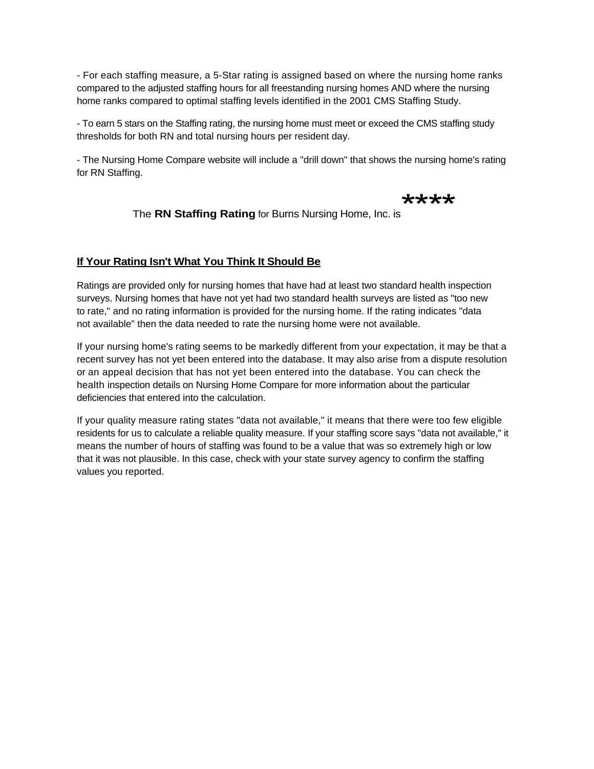- For each staffing measure, a 5-Star rating is assigned based on where the nursing home ranks compared to the adjusted staffing hours for all freestanding nursing homes AND where the nursing home ranks compared to optimal staffing levels identified in the 2001 CMS Staffing Study.

- To earn 5 stars on the Staffing rating, the nursing home must meet or exceed the CMS staffing study thresholds for both RN and total nursing hours per resident day.

- The Nursing Home Compare website will include a "drill down" that shows the nursing home's rating for RN Staffing.

The **RN Staffing Rating** for Burns Nursing Home, Inc. is ****

**If Your Rating Isn't What You Think It Should Be**

Ratings are provided only for nursing homes that have had at least two standard health inspection surveys. Nursing homes that have not yet had two standard health surveys are listed as "too new to rate," and no rating information is provided for the nursing home. If the rating indicates "data not available" then the data needed to rate the nursing home were not available.

If your nursing home's rating seems to be markedly different from your expectation, it may be that a recent survey has not yet been entered into the database. It may also arise from a dispute resolution or an appeal decision that has not yet been entered into the database. You can check the health inspection details on Nursing Home Compare for more information about the particular deficiencies that entered into the calculation.

If your quality measure rating states "data not available," it means that there were too few eligible residents for us to calculate a reliable quality measure. If your staffing score says "data not available," it means the number of hours of staffing was found to be a value that was so extremely high or low that it was not plausible. In this case, check with your state survey agency to confirm the staffing values you reported.